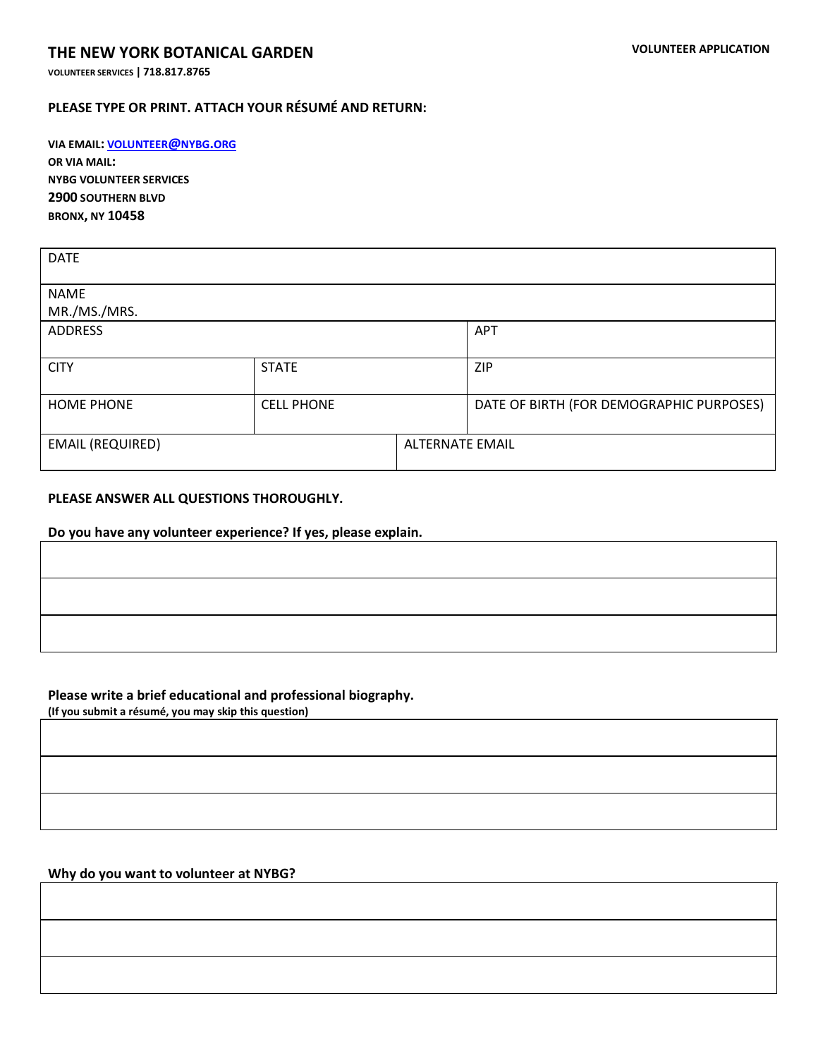# THE NEW YORK BOTANICAL GARDEN

**VOLUNTEER APPLICATION**

**VOLUNTEER SERVICES | 718.817.8765**

**PLEASE TYPE OR PRINT. ATTACH YOUR RÉSUMÉ AND RETURN:**

**VIA EMAIL: VOLUNTEER@NYBG.ORG**
**OR VIA MAIL:**
**NYBG VOLUNTEER SERVICES**
**2900 SOUTHERN BLVD**
**BRONX, NY 10458**

| DATE | | |
|---|---|---|
| NAME MR./MS./MRS. | | |
| ADDRESS | | APT |
| CITY | STATE | ZIP |
| HOME PHONE | CELL PHONE | DATE OF BIRTH (FOR DEMOGRAPHIC PURPOSES) |
| EMAIL (REQUIRED) | ALTERNATE EMAIL | |

**PLEASE ANSWER ALL QUESTIONS THOROUGHLY.**

**Do you have any volunteer experience? If yes, please explain.**

| |
|---|
| |
| |
| |

**Please write a brief educational and professional biography.**
**(If you submit a résumé, you may skip this question)**

| |
|---|
| |
| |
| |

**Why do you want to volunteer at NYBG?**

| |
|---|
| |
| |
| |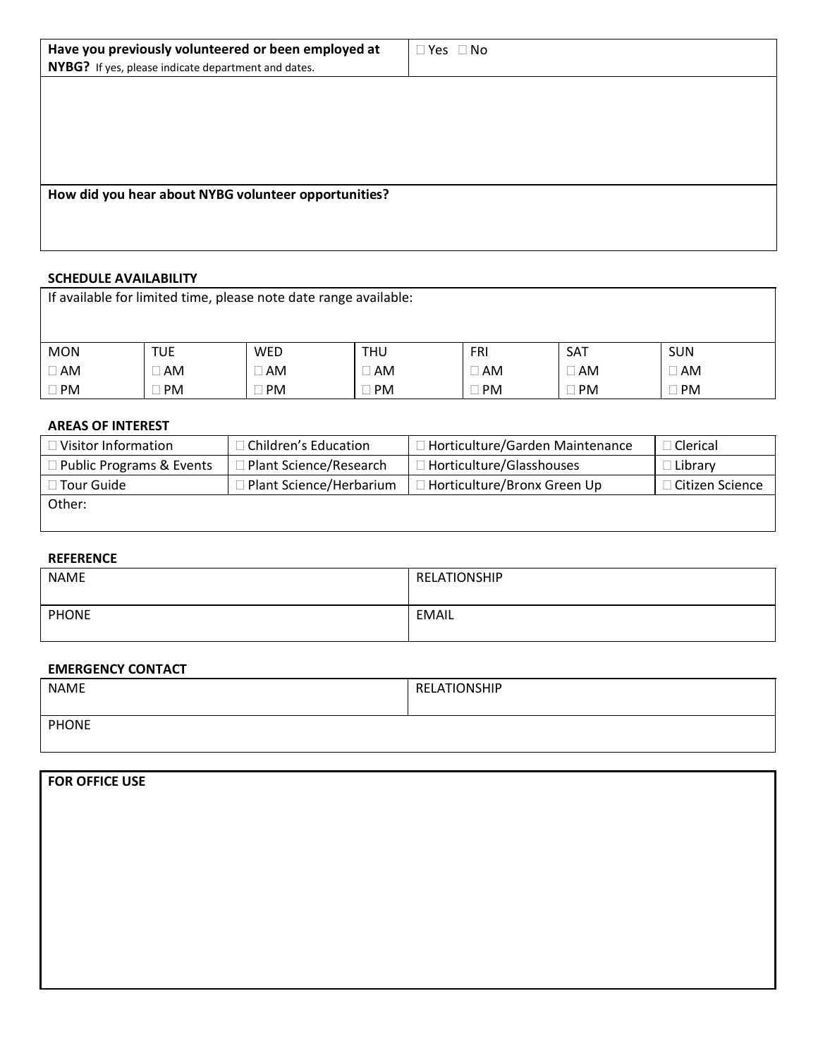| | |
|---|---|
| **Have you previously volunteered or been employed at NYBG?** If yes, please indicate department and dates. | ☐ Yes ☐ No |
| | |
| **How did you hear about NYBG volunteer opportunities?** | |

### SCHEDULE AVAILABILITY

If available for limited time, please note date range available:

| MON | TUE | WED | THU | FRI | SAT | SUN |
|---|---|---|---|---|---|---|
| ☐ AM | ☐ AM | ☐ AM | ☐ AM | ☐ AM | ☐ AM | ☐ AM |
| ☐ PM | ☐ PM | ☐ PM | ☐ PM | ☐ PM | ☐ PM | ☐ PM |

### AREAS OF INTEREST

| | | | |
|---|---|---|---|
| ☐ Visitor Information | ☐ Children's Education | ☐ Horticulture/Garden Maintenance | ☐ Clerical |
| ☐ Public Programs & Events | ☐ Plant Science/Research | ☐ Horticulture/Glasshouses | ☐ Library |
| ☐ Tour Guide | ☐ Plant Science/Herbarium | ☐ Horticulture/Bronx Green Up | ☐ Citizen Science |
| Other: | | | |

### REFERENCE

| | |
|---|---|
| NAME | RELATIONSHIP |
| PHONE | EMAIL |

### EMERGENCY CONTACT

| | |
|---|---|
| NAME | RELATIONSHIP |
| PHONE | |

**FOR OFFICE USE**